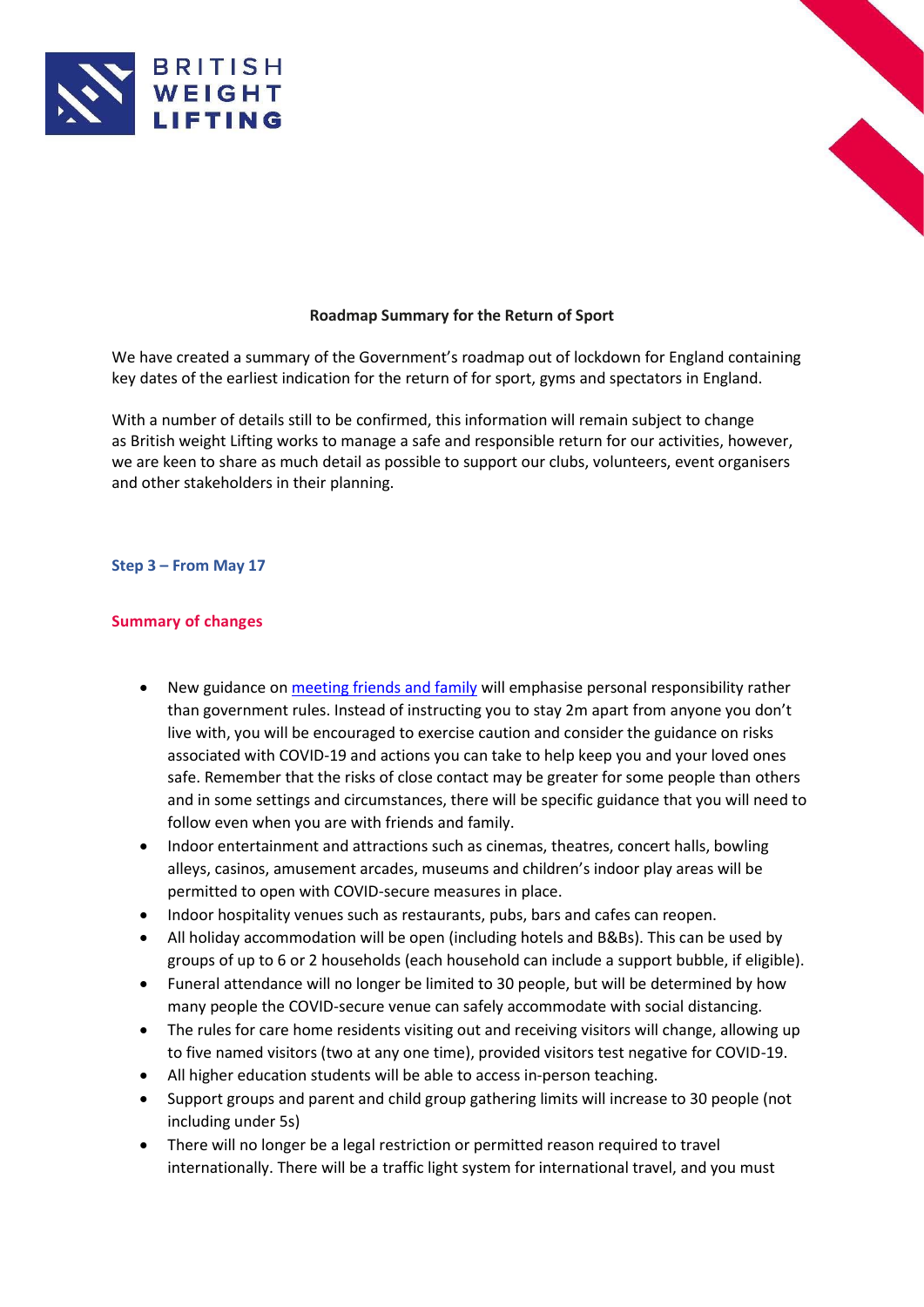# Roadmap Summary for the Return of Sport

We have created a summary of the Government's roadmap out of lockdown for England containing key dates of the earliest indication for the return of for sport, gyms and spectators in England.

With a number of details still to be confirmed, this information will remain subject to change as British weight Lifting works to manage a safe and responsible return for our activities, however, we are keen to share as much detail as possible to support our clubs, volunteers, event organisers and other stakeholders in their planning.

## Step 3 – From May 17

### Summary of changes

- New guidance on [meeting friends and family]() will emphasise personal responsibility rather than government rules. Instead of instructing you to stay 2m apart from anyone you don't live with, you will be encouraged to exercise caution and consider the guidance on risks associated with COVID-19 and actions you can take to help keep you and your loved ones safe. Remember that the risks of close contact may be greater for some people than others and in some settings and circumstances, there will be specific guidance that you will need to follow even when you are with friends and family.
- Indoor entertainment and attractions such as cinemas, theatres, concert halls, bowling alleys, casinos, amusement arcades, museums and children's indoor play areas will be permitted to open with COVID-secure measures in place.
- Indoor hospitality venues such as restaurants, pubs, bars and cafes can reopen.
- All holiday accommodation will be open (including hotels and B&Bs). This can be used by groups of up to 6 or 2 households (each household can include a support bubble, if eligible).
- Funeral attendance will no longer be limited to 30 people, but will be determined by how many people the COVID-secure venue can safely accommodate with social distancing.
- The rules for care home residents visiting out and receiving visitors will change, allowing up to five named visitors (two at any one time), provided visitors test negative for COVID-19.
- All higher education students will be able to access in-person teaching.
- Support groups and parent and child group gathering limits will increase to 30 people (not including under 5s)
- There will no longer be a legal restriction or permitted reason required to travel internationally. There will be a traffic light system for international travel, and you must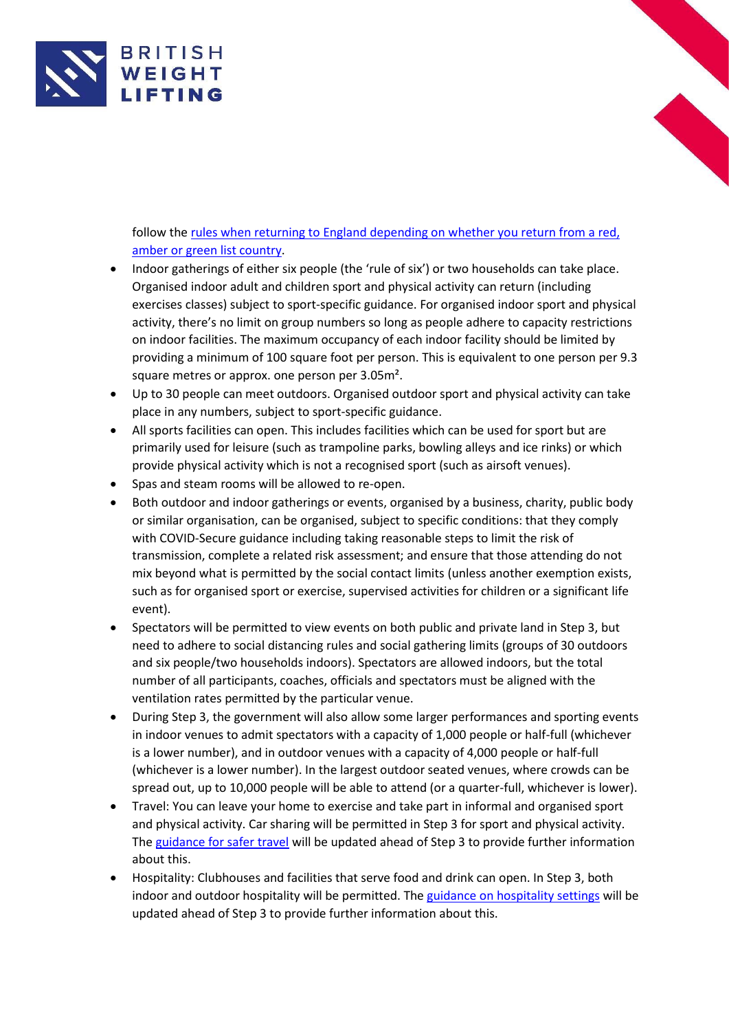follow the [rules when returning to England depending on whether you return from a red, amber or green list country](#).

- Indoor gatherings of either six people (the 'rule of six') or two households can take place. Organised indoor adult and children sport and physical activity can return (including exercises classes) subject to sport-specific guidance. For organised indoor sport and physical activity, there's no limit on group numbers so long as people adhere to capacity restrictions on indoor facilities. The maximum occupancy of each indoor facility should be limited by providing a minimum of 100 square foot per person. This is equivalent to one person per 9.3 square metres or approx. one person per 3.05m².
- Up to 30 people can meet outdoors. Organised outdoor sport and physical activity can take place in any numbers, subject to sport-specific guidance.
- All sports facilities can open. This includes facilities which can be used for sport but are primarily used for leisure (such as trampoline parks, bowling alleys and ice rinks) or which provide physical activity which is not a recognised sport (such as airsoft venues).
- Spas and steam rooms will be allowed to re-open.
- Both outdoor and indoor gatherings or events, organised by a business, charity, public body or similar organisation, can be organised, subject to specific conditions: that they comply with COVID-Secure guidance including taking reasonable steps to limit the risk of transmission, complete a related risk assessment; and ensure that those attending do not mix beyond what is permitted by the social contact limits (unless another exemption exists, such as for organised sport or exercise, supervised activities for children or a significant life event).
- Spectators will be permitted to view events on both public and private land in Step 3, but need to adhere to social distancing rules and social gathering limits (groups of 30 outdoors and six people/two households indoors). Spectators are allowed indoors, but the total number of all participants, coaches, officials and spectators must be aligned with the ventilation rates permitted by the particular venue.
- During Step 3, the government will also allow some larger performances and sporting events in indoor venues to admit spectators with a capacity of 1,000 people or half-full (whichever is a lower number), and in outdoor venues with a capacity of 4,000 people or half-full (whichever is a lower number). In the largest outdoor seated venues, where crowds can be spread out, up to 10,000 people will be able to attend (or a quarter-full, whichever is lower).
- Travel: You can leave your home to exercise and take part in informal and organised sport and physical activity. Car sharing will be permitted in Step 3 for sport and physical activity. The [guidance for safer travel](#) will be updated ahead of Step 3 to provide further information about this.
- Hospitality: Clubhouses and facilities that serve food and drink can open. In Step 3, both indoor and outdoor hospitality will be permitted. The [guidance on hospitality settings](#) will be updated ahead of Step 3 to provide further information about this.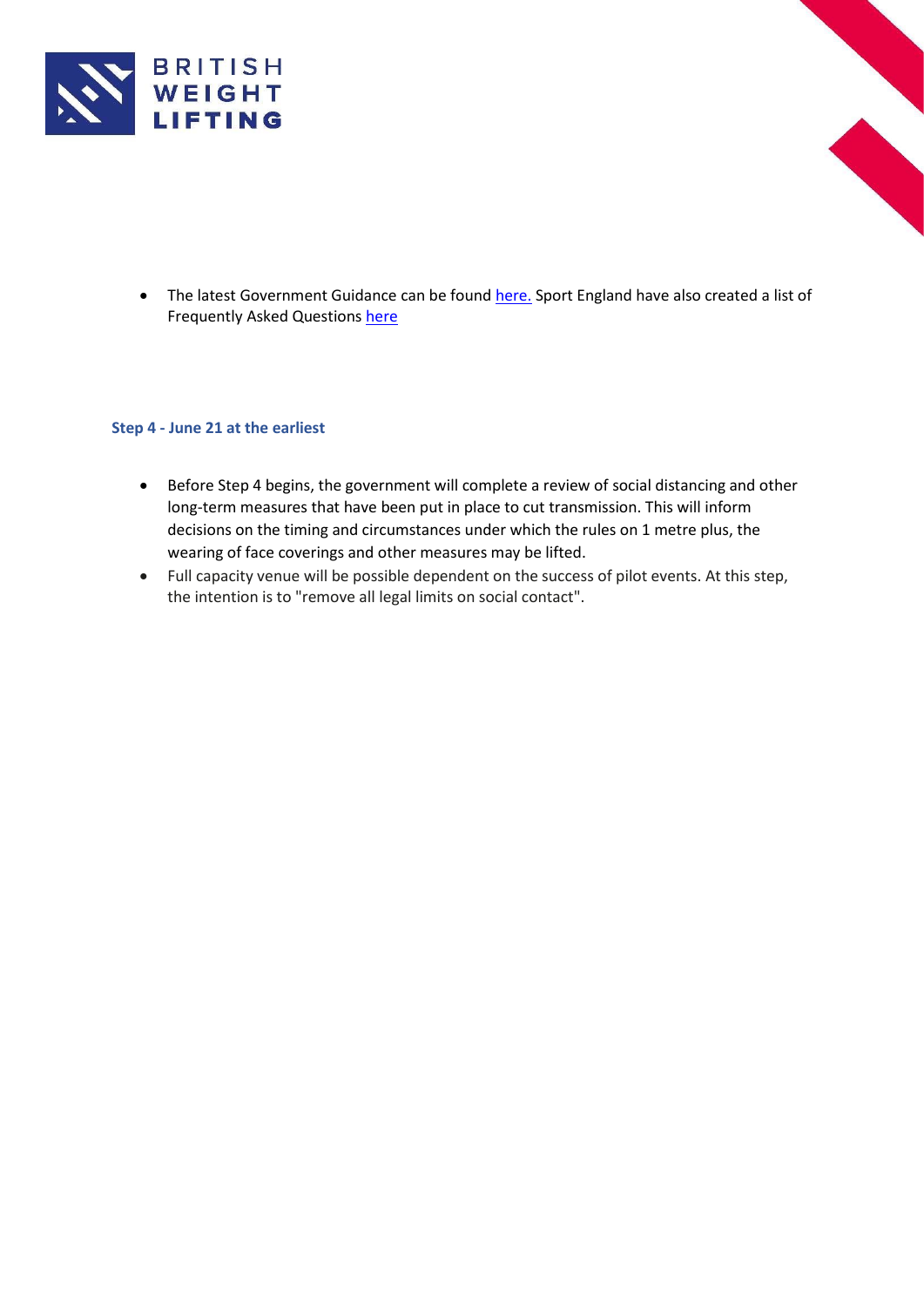- The latest Government Guidance can be found here. Sport England have also created a list of Frequently Asked Questions here

### Step 4 - June 21 at the earliest

- Before Step 4 begins, the government will complete a review of social distancing and other long-term measures that have been put in place to cut transmission. This will inform decisions on the timing and circumstances under which the rules on 1 metre plus, the wearing of face coverings and other measures may be lifted.
- Full capacity venue will be possible dependent on the success of pilot events. At this step, the intention is to "remove all legal limits on social contact".